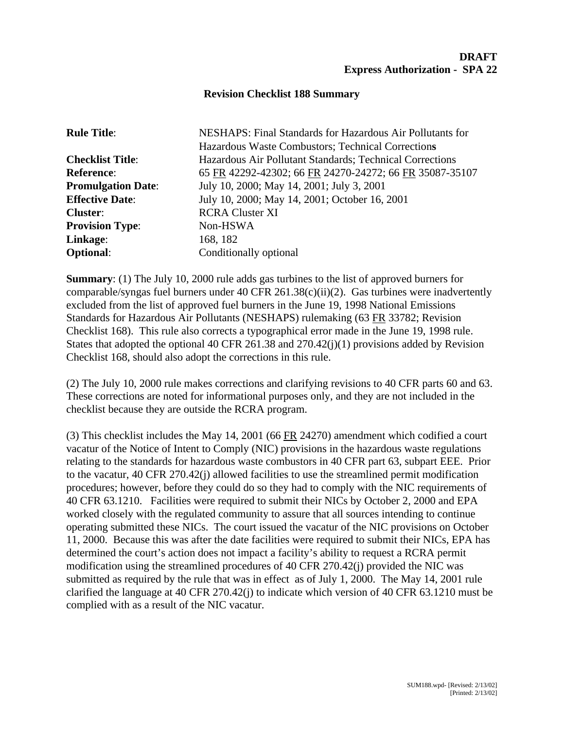**DRAFT**
**Express Authorization - SPA 22**

## Revision Checklist 188 Summary

| | |
|---|---|
| **Rule Title**: | NESHAPS: Final Standards for Hazardous Air Pollutants for Hazardous Waste Combustors; Technical Corrections |
| **Checklist Title**: | Hazardous Air Pollutant Standards; Technical Corrections |
| **Reference**: | 65 FR 42292-42302; 66 FR 24270-24272; 66 FR 35087-35107 |
| **Promulgation Date**: | July 10, 2000; May 14, 2001; July 3, 2001 |
| **Effective Date**: | July 10, 2000; May 14, 2001; October 16, 2001 |
| **Cluster**: | RCRA Cluster XI |
| **Provision Type**: | Non-HSWA |
| **Linkage**: | 168, 182 |
| **Optional**: | Conditionally optional |

**Summary**: (1) The July 10, 2000 rule adds gas turbines to the list of approved burners for comparable/syngas fuel burners under 40 CFR 261.38(c)(ii)(2). Gas turbines were inadvertently excluded from the list of approved fuel burners in the June 19, 1998 National Emissions Standards for Hazardous Air Pollutants (NESHAPS) rulemaking (63 FR 33782; Revision Checklist 168). This rule also corrects a typographical error made in the June 19, 1998 rule. States that adopted the optional 40 CFR 261.38 and 270.42(j)(1) provisions added by Revision Checklist 168, should also adopt the corrections in this rule.

(2) The July 10, 2000 rule makes corrections and clarifying revisions to 40 CFR parts 60 and 63. These corrections are noted for informational purposes only, and they are not included in the checklist because they are outside the RCRA program.

(3) This checklist includes the May 14, 2001 (66 FR 24270) amendment which codified a court vacatur of the Notice of Intent to Comply (NIC) provisions in the hazardous waste regulations relating to the standards for hazardous waste combustors in 40 CFR part 63, subpart EEE. Prior to the vacatur, 40 CFR 270.42(j) allowed facilities to use the streamlined permit modification procedures; however, before they could do so they had to comply with the NIC requirements of 40 CFR 63.1210. Facilities were required to submit their NICs by October 2, 2000 and EPA worked closely with the regulated community to assure that all sources intending to continue operating submitted these NICs. The court issued the vacatur of the NIC provisions on October 11, 2000. Because this was after the date facilities were required to submit their NICs, EPA has determined the court's action does not impact a facility's ability to request a RCRA permit modification using the streamlined procedures of 40 CFR 270.42(j) provided the NIC was submitted as required by the rule that was in effect as of July 1, 2000. The May 14, 2001 rule clarified the language at 40 CFR 270.42(j) to indicate which version of 40 CFR 63.1210 must be complied with as a result of the NIC vacatur.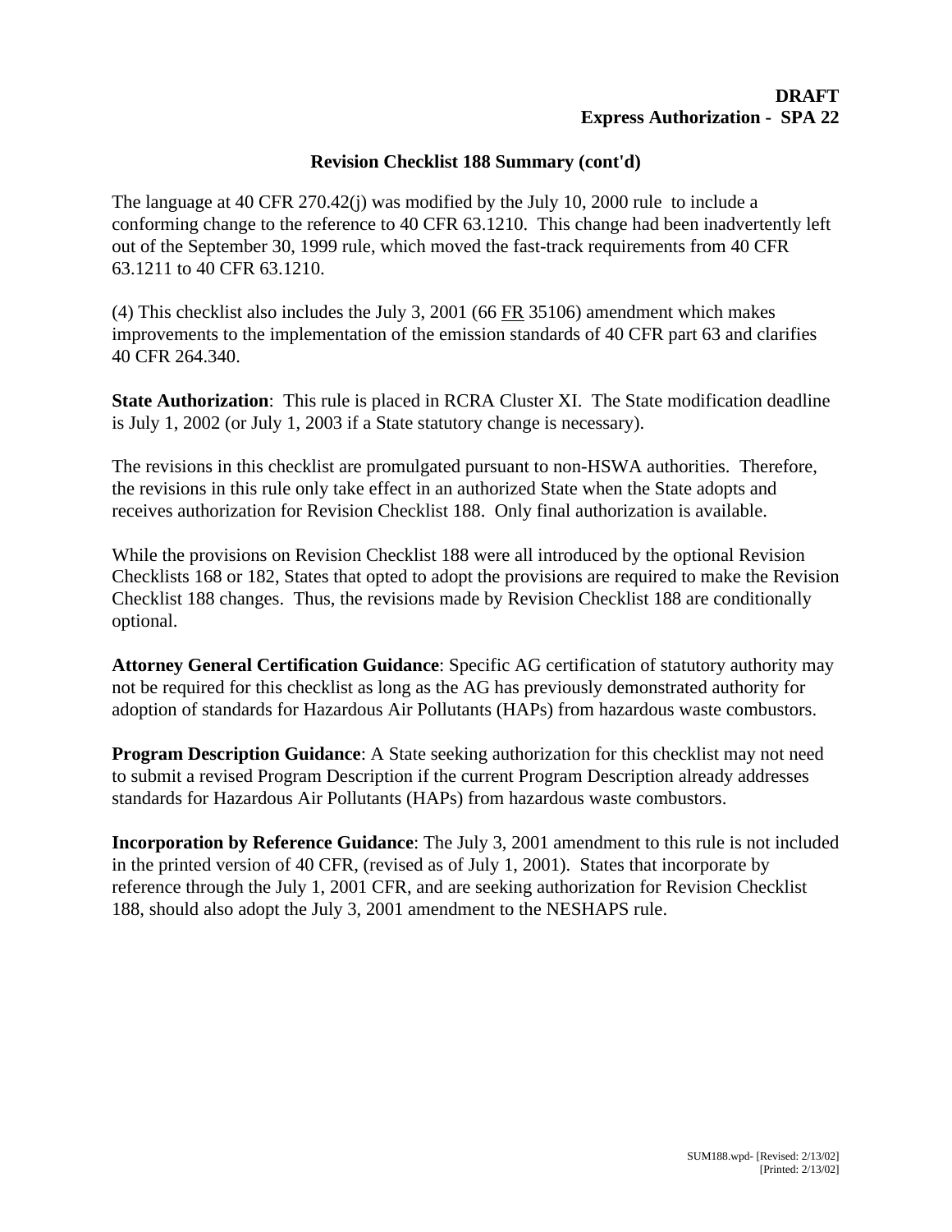**DRAFT**
**Express Authorization - SPA 22**

## Revision Checklist 188 Summary (cont'd)

The language at 40 CFR 270.42(j) was modified by the July 10, 2000 rule to include a conforming change to the reference to 40 CFR 63.1210. This change had been inadvertently left out of the September 30, 1999 rule, which moved the fast-track requirements from 40 CFR 63.1211 to 40 CFR 63.1210.

(4) This checklist also includes the July 3, 2001 (66 FR 35106) amendment which makes improvements to the implementation of the emission standards of 40 CFR part 63 and clarifies 40 CFR 264.340.

**State Authorization**: This rule is placed in RCRA Cluster XI. The State modification deadline is July 1, 2002 (or July 1, 2003 if a State statutory change is necessary).

The revisions in this checklist are promulgated pursuant to non-HSWA authorities. Therefore, the revisions in this rule only take effect in an authorized State when the State adopts and receives authorization for Revision Checklist 188. Only final authorization is available.

While the provisions on Revision Checklist 188 were all introduced by the optional Revision Checklists 168 or 182, States that opted to adopt the provisions are required to make the Revision Checklist 188 changes. Thus, the revisions made by Revision Checklist 188 are conditionally optional.

**Attorney General Certification Guidance**: Specific AG certification of statutory authority may not be required for this checklist as long as the AG has previously demonstrated authority for adoption of standards for Hazardous Air Pollutants (HAPs) from hazardous waste combustors.

**Program Description Guidance**: A State seeking authorization for this checklist may not need to submit a revised Program Description if the current Program Description already addresses standards for Hazardous Air Pollutants (HAPs) from hazardous waste combustors.

**Incorporation by Reference Guidance**: The July 3, 2001 amendment to this rule is not included in the printed version of 40 CFR, (revised as of July 1, 2001). States that incorporate by reference through the July 1, 2001 CFR, and are seeking authorization for Revision Checklist 188, should also adopt the July 3, 2001 amendment to the NESHAPS rule.

SUM188.wpd- [Revised: 2/13/02]
[Printed: 2/13/02]